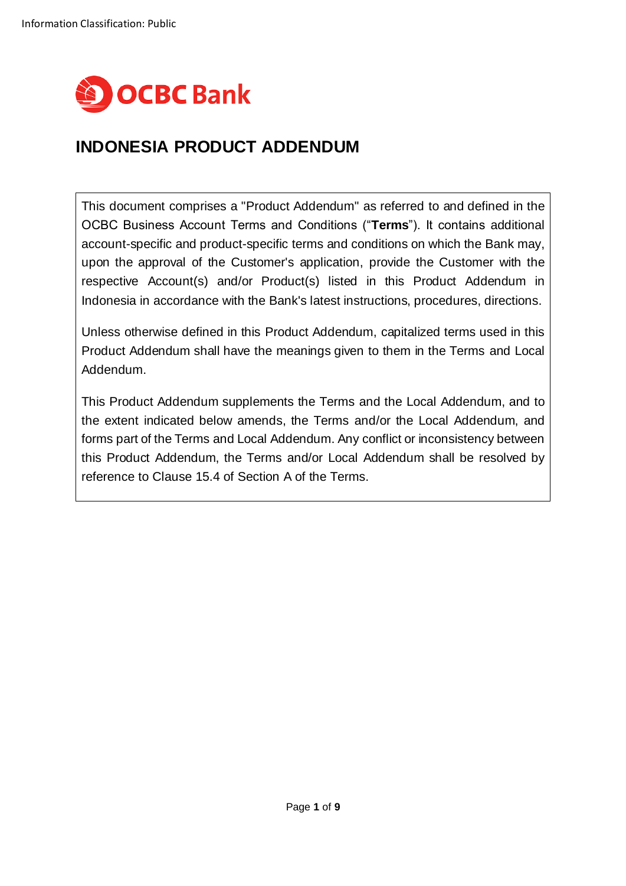Information Classification: Public

OCBC Bank

# INDONESIA PRODUCT ADDENDUM

This document comprises a "Product Addendum" as referred to and defined in the OCBC Business Account Terms and Conditions ("**Terms**"). It contains additional account-specific and product-specific terms and conditions on which the Bank may, upon the approval of the Customer's application, provide the Customer with the respective Account(s) and/or Product(s) listed in this Product Addendum in Indonesia in accordance with the Bank's latest instructions, procedures, directions.

Unless otherwise defined in this Product Addendum, capitalized terms used in this Product Addendum shall have the meanings given to them in the Terms and Local Addendum.

This Product Addendum supplements the Terms and the Local Addendum, and to the extent indicated below amends, the Terms and/or the Local Addendum, and forms part of the Terms and Local Addendum. Any conflict or inconsistency between this Product Addendum, the Terms and/or Local Addendum shall be resolved by reference to Clause 15.4 of Section A of the Terms.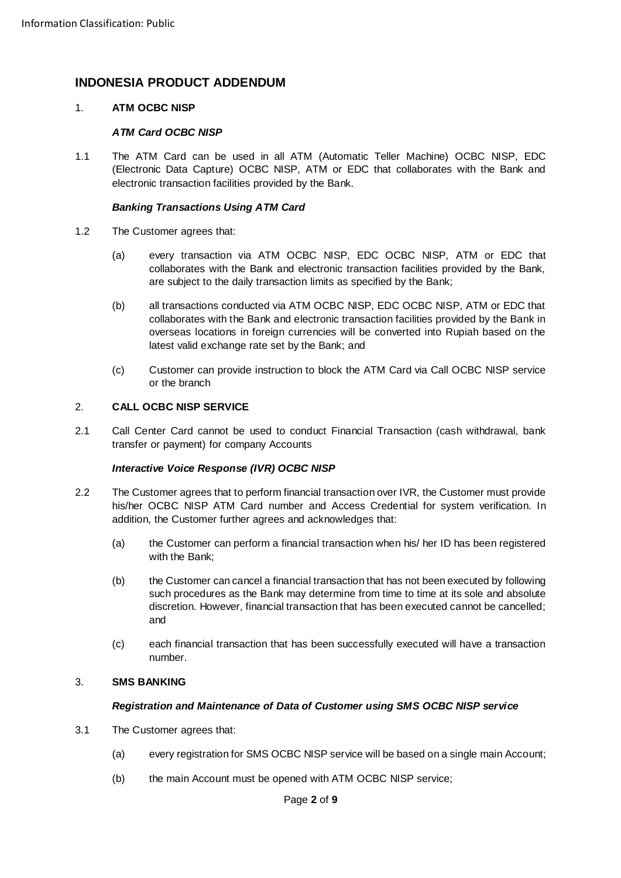## INDONESIA PRODUCT ADDENDUM

1. **ATM OCBC NISP**

   ***ATM Card OCBC NISP***

1.1 The ATM Card can be used in all ATM (Automatic Teller Machine) OCBC NISP, EDC (Electronic Data Capture) OCBC NISP, ATM or EDC that collaborates with the Bank and electronic transaction facilities provided by the Bank.

***Banking Transactions Using ATM Card***

1.2 The Customer agrees that:

(a) every transaction via ATM OCBC NISP, EDC OCBC NISP, ATM or EDC that collaborates with the Bank and electronic transaction facilities provided by the Bank, are subject to the daily transaction limits as specified by the Bank;

(b) all transactions conducted via ATM OCBC NISP, EDC OCBC NISP, ATM or EDC that collaborates with the Bank and electronic transaction facilities provided by the Bank in overseas locations in foreign currencies will be converted into Rupiah based on the latest valid exchange rate set by the Bank; and

(c) Customer can provide instruction to block the ATM Card via Call OCBC NISP service or the branch

2. **CALL OCBC NISP SERVICE**

2.1 Call Center Card cannot be used to conduct Financial Transaction (cash withdrawal, bank transfer or payment) for company Accounts

***Interactive Voice Response (IVR) OCBC NISP***

2.2 The Customer agrees that to perform financial transaction over IVR, the Customer must provide his/her OCBC NISP ATM Card number and Access Credential for system verification. In addition, the Customer further agrees and acknowledges that:

(a) the Customer can perform a financial transaction when his/ her ID has been registered with the Bank;

(b) the Customer can cancel a financial transaction that has not been executed by following such procedures as the Bank may determine from time to time at its sole and absolute discretion. However, financial transaction that has been executed cannot be cancelled; and

(c) each financial transaction that has been successfully executed will have a transaction number.

3. **SMS BANKING**

***Registration and Maintenance of Data of Customer using SMS OCBC NISP service***

3.1 The Customer agrees that:

(a) every registration for SMS OCBC NISP service will be based on a single main Account;

(b) the main Account must be opened with ATM OCBC NISP service;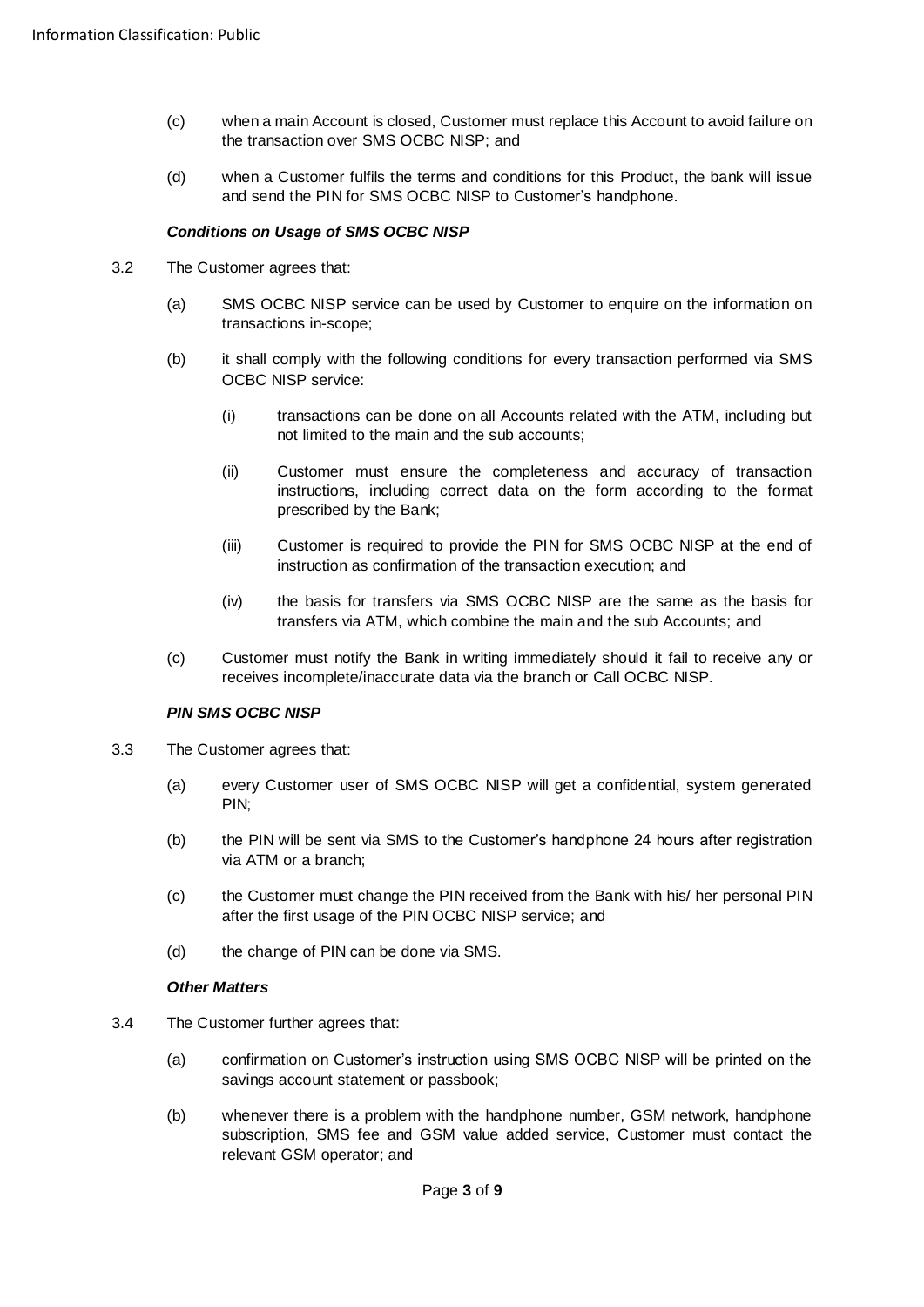(c) when a main Account is closed, Customer must replace this Account to avoid failure on the transaction over SMS OCBC NISP; and

(d) when a Customer fulfils the terms and conditions for this Product, the bank will issue and send the PIN for SMS OCBC NISP to Customer's handphone.

***Conditions on Usage of SMS OCBC NISP***

3.2 The Customer agrees that:

(a) SMS OCBC NISP service can be used by Customer to enquire on the information on transactions in-scope;

(b) it shall comply with the following conditions for every transaction performed via SMS OCBC NISP service:

(i) transactions can be done on all Accounts related with the ATM, including but not limited to the main and the sub accounts;

(ii) Customer must ensure the completeness and accuracy of transaction instructions, including correct data on the form according to the format prescribed by the Bank;

(iii) Customer is required to provide the PIN for SMS OCBC NISP at the end of instruction as confirmation of the transaction execution; and

(iv) the basis for transfers via SMS OCBC NISP are the same as the basis for transfers via ATM, which combine the main and the sub Accounts; and

(c) Customer must notify the Bank in writing immediately should it fail to receive any or receives incomplete/inaccurate data via the branch or Call OCBC NISP.

***PIN SMS OCBC NISP***

3.3 The Customer agrees that:

(a) every Customer user of SMS OCBC NISP will get a confidential, system generated PIN;

(b) the PIN will be sent via SMS to the Customer's handphone 24 hours after registration via ATM or a branch;

(c) the Customer must change the PIN received from the Bank with his/ her personal PIN after the first usage of the PIN OCBC NISP service; and

(d) the change of PIN can be done via SMS.

***Other Matters***

3.4 The Customer further agrees that:

(a) confirmation on Customer's instruction using SMS OCBC NISP will be printed on the savings account statement or passbook;

(b) whenever there is a problem with the handphone number, GSM network, handphone subscription, SMS fee and GSM value added service, Customer must contact the relevant GSM operator; and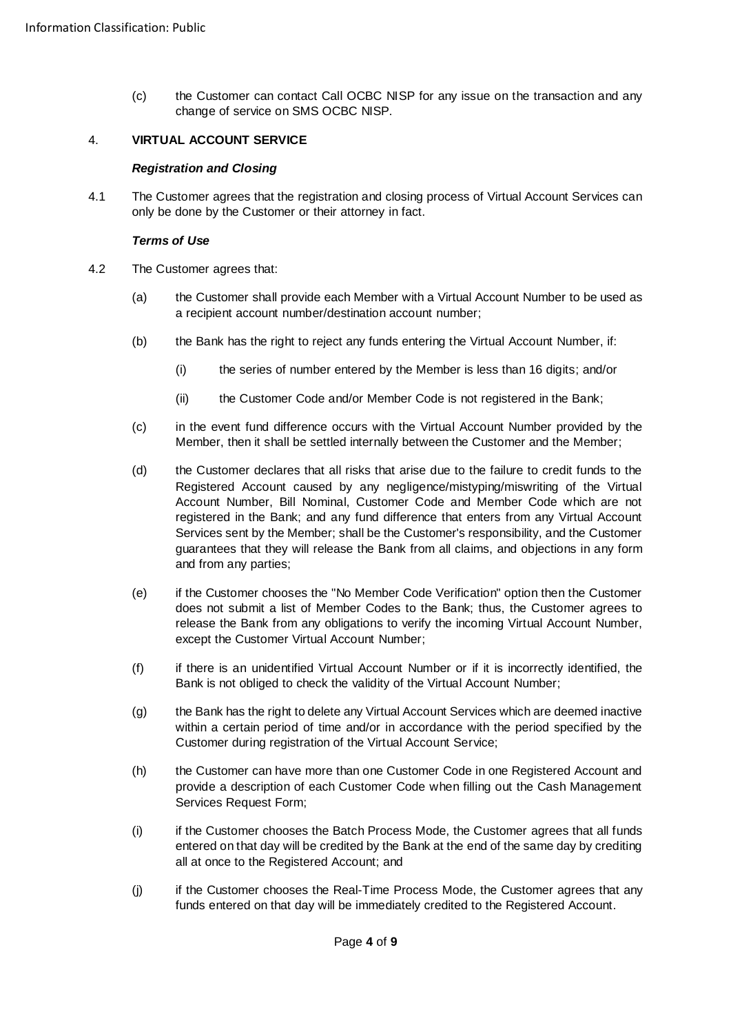(c) the Customer can contact Call OCBC NISP for any issue on the transaction and any change of service on SMS OCBC NISP.

4. **VIRTUAL ACCOUNT SERVICE**

***Registration and Closing***

4.1 The Customer agrees that the registration and closing process of Virtual Account Services can only be done by the Customer or their attorney in fact.

***Terms of Use***

4.2 The Customer agrees that:

(a) the Customer shall provide each Member with a Virtual Account Number to be used as a recipient account number/destination account number;

(b) the Bank has the right to reject any funds entering the Virtual Account Number, if:

(i) the series of number entered by the Member is less than 16 digits; and/or

(ii) the Customer Code and/or Member Code is not registered in the Bank;

(c) in the event fund difference occurs with the Virtual Account Number provided by the Member, then it shall be settled internally between the Customer and the Member;

(d) the Customer declares that all risks that arise due to the failure to credit funds to the Registered Account caused by any negligence/mistyping/miswriting of the Virtual Account Number, Bill Nominal, Customer Code and Member Code which are not registered in the Bank; and any fund difference that enters from any Virtual Account Services sent by the Member; shall be the Customer's responsibility, and the Customer guarantees that they will release the Bank from all claims, and objections in any form and from any parties;

(e) if the Customer chooses the "No Member Code Verification" option then the Customer does not submit a list of Member Codes to the Bank; thus, the Customer agrees to release the Bank from any obligations to verify the incoming Virtual Account Number, except the Customer Virtual Account Number;

(f) if there is an unidentified Virtual Account Number or if it is incorrectly identified, the Bank is not obliged to check the validity of the Virtual Account Number;

(g) the Bank has the right to delete any Virtual Account Services which are deemed inactive within a certain period of time and/or in accordance with the period specified by the Customer during registration of the Virtual Account Service;

(h) the Customer can have more than one Customer Code in one Registered Account and provide a description of each Customer Code when filling out the Cash Management Services Request Form;

(i) if the Customer chooses the Batch Process Mode, the Customer agrees that all funds entered on that day will be credited by the Bank at the end of the same day by crediting all at once to the Registered Account; and

(j) if the Customer chooses the Real-Time Process Mode, the Customer agrees that any funds entered on that day will be immediately credited to the Registered Account.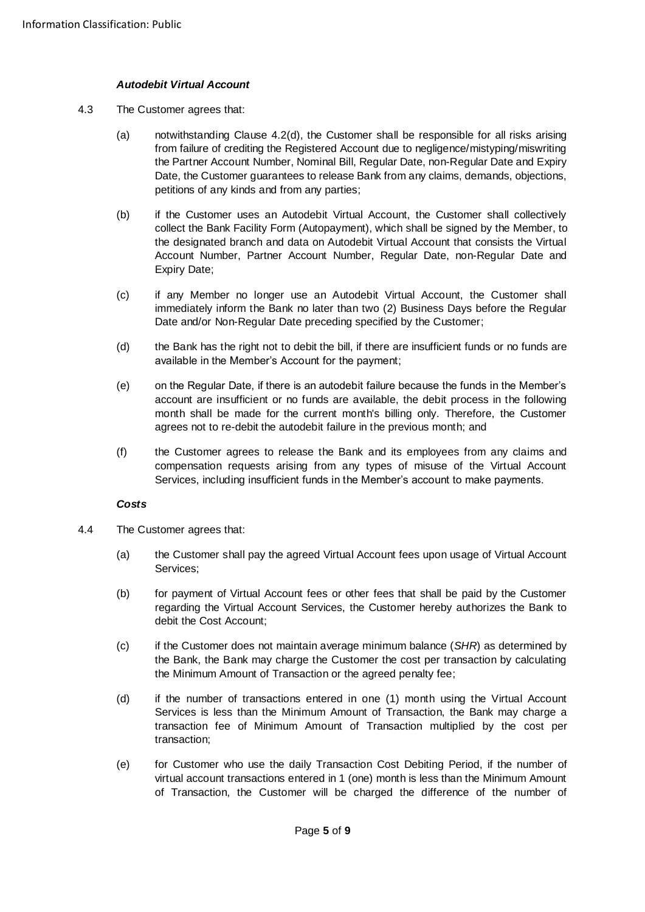***Autodebit Virtual Account***

4.3 The Customer agrees that:

(a) notwithstanding Clause 4.2(d), the Customer shall be responsible for all risks arising from failure of crediting the Registered Account due to negligence/mistyping/miswriting the Partner Account Number, Nominal Bill, Regular Date, non-Regular Date and Expiry Date, the Customer guarantees to release Bank from any claims, demands, objections, petitions of any kinds and from any parties;

(b) if the Customer uses an Autodebit Virtual Account, the Customer shall collectively collect the Bank Facility Form (Autopayment), which shall be signed by the Member, to the designated branch and data on Autodebit Virtual Account that consists the Virtual Account Number, Partner Account Number, Regular Date, non-Regular Date and Expiry Date;

(c) if any Member no longer use an Autodebit Virtual Account, the Customer shall immediately inform the Bank no later than two (2) Business Days before the Regular Date and/or Non-Regular Date preceding specified by the Customer;

(d) the Bank has the right not to debit the bill, if there are insufficient funds or no funds are available in the Member's Account for the payment;

(e) on the Regular Date, if there is an autodebit failure because the funds in the Member's account are insufficient or no funds are available, the debit process in the following month shall be made for the current month's billing only. Therefore, the Customer agrees not to re-debit the autodebit failure in the previous month; and

(f) the Customer agrees to release the Bank and its employees from any claims and compensation requests arising from any types of misuse of the Virtual Account Services, including insufficient funds in the Member's account to make payments.

***Costs***

4.4 The Customer agrees that:

(a) the Customer shall pay the agreed Virtual Account fees upon usage of Virtual Account Services;

(b) for payment of Virtual Account fees or other fees that shall be paid by the Customer regarding the Virtual Account Services, the Customer hereby authorizes the Bank to debit the Cost Account;

(c) if the Customer does not maintain average minimum balance (*SHR*) as determined by the Bank, the Bank may charge the Customer the cost per transaction by calculating the Minimum Amount of Transaction or the agreed penalty fee;

(d) if the number of transactions entered in one (1) month using the Virtual Account Services is less than the Minimum Amount of Transaction, the Bank may charge a transaction fee of Minimum Amount of Transaction multiplied by the cost per transaction;

(e) for Customer who use the daily Transaction Cost Debiting Period, if the number of virtual account transactions entered in 1 (one) month is less than the Minimum Amount of Transaction, the Customer will be charged the difference of the number of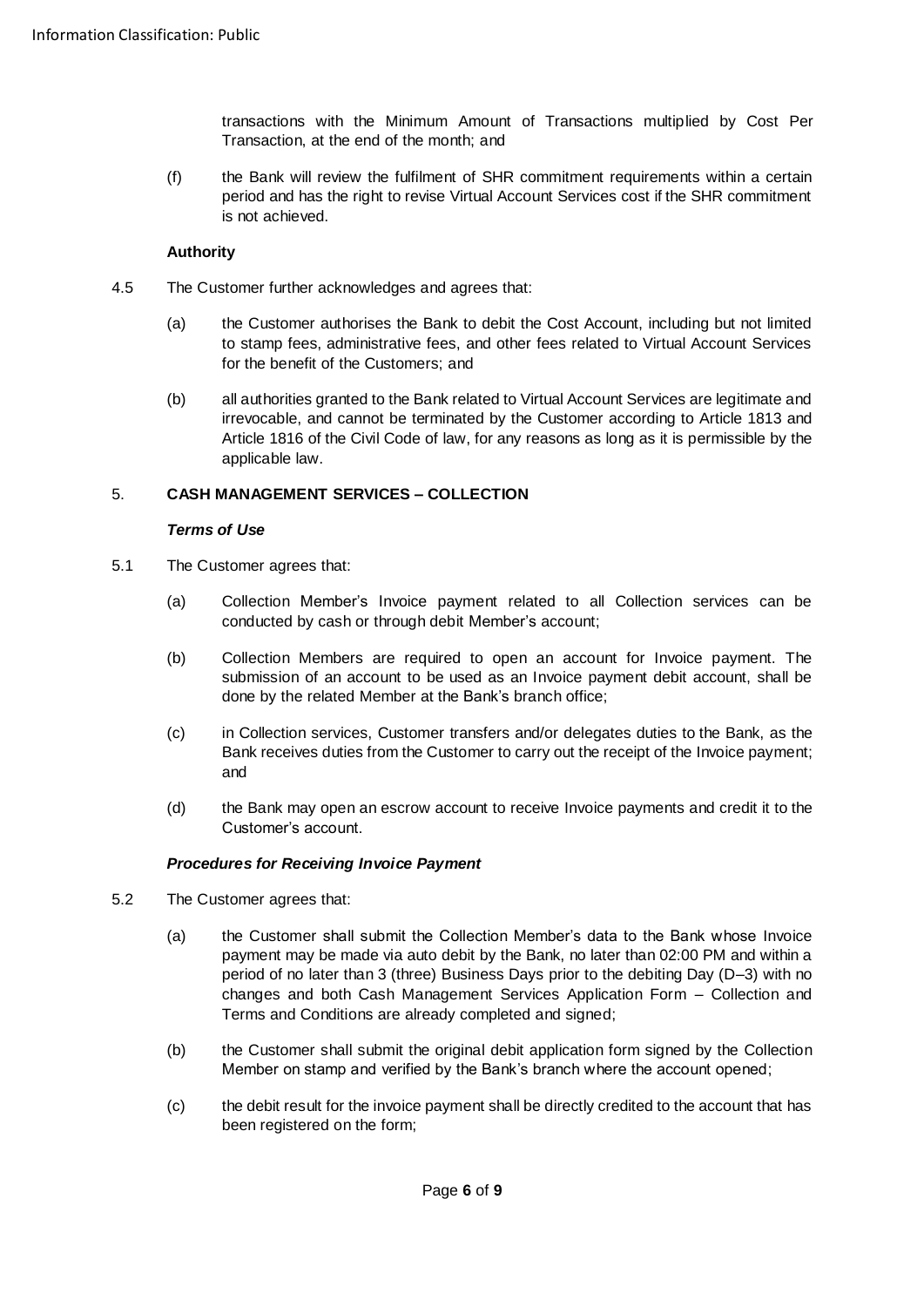transactions with the Minimum Amount of Transactions multiplied by Cost Per Transaction, at the end of the month; and

(f) the Bank will review the fulfilment of SHR commitment requirements within a certain period and has the right to revise Virtual Account Services cost if the SHR commitment is not achieved.

**Authority**

4.5 The Customer further acknowledges and agrees that:

(a) the Customer authorises the Bank to debit the Cost Account, including but not limited to stamp fees, administrative fees, and other fees related to Virtual Account Services for the benefit of the Customers; and

(b) all authorities granted to the Bank related to Virtual Account Services are legitimate and irrevocable, and cannot be terminated by the Customer according to Article 1813 and Article 1816 of the Civil Code of law, for any reasons as long as it is permissible by the applicable law.

## 5. CASH MANAGEMENT SERVICES – COLLECTION

***Terms of Use***

5.1 The Customer agrees that:

(a) Collection Member's Invoice payment related to all Collection services can be conducted by cash or through debit Member's account;

(b) Collection Members are required to open an account for Invoice payment. The submission of an account to be used as an Invoice payment debit account, shall be done by the related Member at the Bank's branch office;

(c) in Collection services, Customer transfers and/or delegates duties to the Bank, as the Bank receives duties from the Customer to carry out the receipt of the Invoice payment; and

(d) the Bank may open an escrow account to receive Invoice payments and credit it to the Customer's account.

***Procedures for Receiving Invoice Payment***

5.2 The Customer agrees that:

(a) the Customer shall submit the Collection Member's data to the Bank whose Invoice payment may be made via auto debit by the Bank, no later than 02:00 PM and within a period of no later than 3 (three) Business Days prior to the debiting Day (D–3) with no changes and both Cash Management Services Application Form – Collection and Terms and Conditions are already completed and signed;

(b) the Customer shall submit the original debit application form signed by the Collection Member on stamp and verified by the Bank's branch where the account opened;

(c) the debit result for the invoice payment shall be directly credited to the account that has been registered on the form;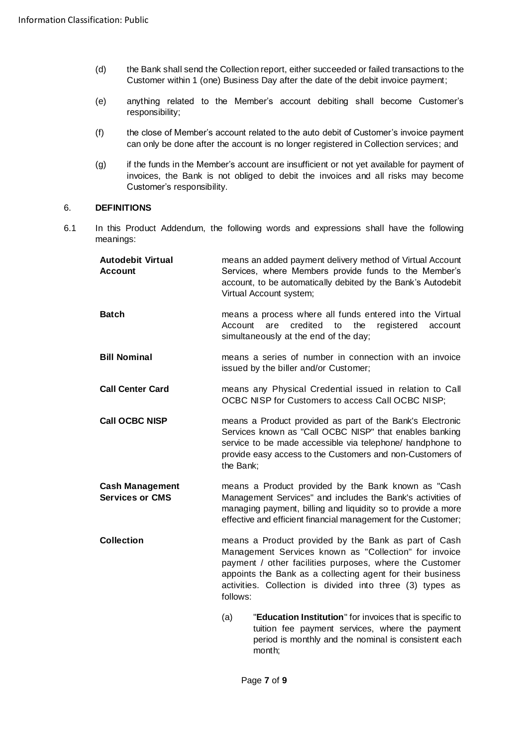(d) the Bank shall send the Collection report, either succeeded or failed transactions to the Customer within 1 (one) Business Day after the date of the debit invoice payment;

(e) anything related to the Member's account debiting shall become Customer's responsibility;

(f) the close of Member's account related to the auto debit of Customer's invoice payment can only be done after the account is no longer registered in Collection services; and

(g) if the funds in the Member's account are insufficient or not yet available for payment of invoices, the Bank is not obliged to debit the invoices and all risks may become Customer's responsibility.

## 6. DEFINITIONS

6.1 In this Product Addendum, the following words and expressions shall have the following meanings:

**Autodebit Virtual Account** means an added payment delivery method of Virtual Account Services, where Members provide funds to the Member's account, to be automatically debited by the Bank's Autodebit Virtual Account system;

**Batch** means a process where all funds entered into the Virtual Account are credited to the registered account simultaneously at the end of the day;

**Bill Nominal** means a series of number in connection with an invoice issued by the biller and/or Customer;

**Call Center Card** means any Physical Credential issued in relation to Call OCBC NISP for Customers to access Call OCBC NISP;

**Call OCBC NISP** means a Product provided as part of the Bank's Electronic Services known as "Call OCBC NISP" that enables banking service to be made accessible via telephone/ handphone to provide easy access to the Customers and non-Customers of the Bank;

**Cash Management Services or CMS** means a Product provided by the Bank known as "Cash Management Services" and includes the Bank's activities of managing payment, billing and liquidity so to provide a more effective and efficient financial management for the Customer;

**Collection** means a Product provided by the Bank as part of Cash Management Services known as "Collection" for invoice payment / other facilities purposes, where the Customer appoints the Bank as a collecting agent for their business activities. Collection is divided into three (3) types as follows:

(a) "**Education Institution**" for invoices that is specific to tuition fee payment services, where the payment period is monthly and the nominal is consistent each month;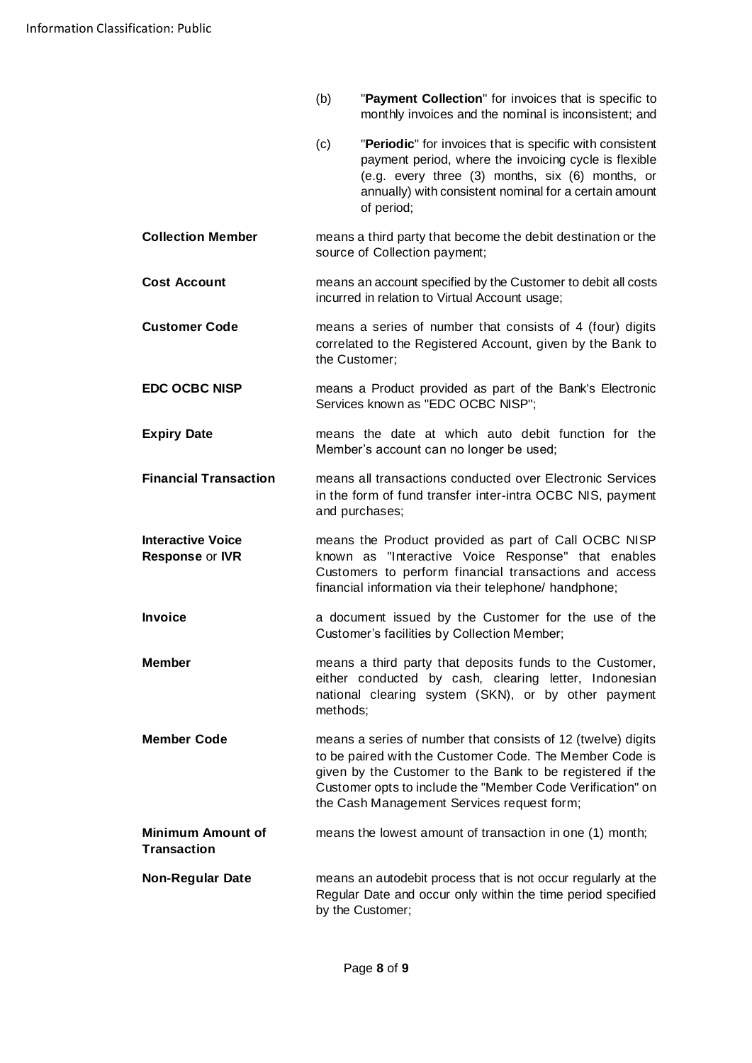(b) "**Payment Collection**" for invoices that is specific to monthly invoices and the nominal is inconsistent; and

(c) "**Periodic**" for invoices that is specific with consistent payment period, where the invoicing cycle is flexible (e.g. every three (3) months, six (6) months, or annually) with consistent nominal for a certain amount of period;

| | |
|---|---|
| **Collection Member** | means a third party that become the debit destination or the source of Collection payment; |
| **Cost Account** | means an account specified by the Customer to debit all costs incurred in relation to Virtual Account usage; |
| **Customer Code** | means a series of number that consists of 4 (four) digits correlated to the Registered Account, given by the Bank to the Customer; |
| **EDC OCBC NISP** | means a Product provided as part of the Bank's Electronic Services known as "EDC OCBC NISP"; |
| **Expiry Date** | means the date at which auto debit function for the Member's account can no longer be used; |
| **Financial Transaction** | means all transactions conducted over Electronic Services in the form of fund transfer inter-intra OCBC NIS, payment and purchases; |
| **Interactive Voice Response** or **IVR** | means the Product provided as part of Call OCBC NISP known as "Interactive Voice Response" that enables Customers to perform financial transactions and access financial information via their telephone/ handphone; |
| **Invoice** | a document issued by the Customer for the use of the Customer's facilities by Collection Member; |
| **Member** | means a third party that deposits funds to the Customer, either conducted by cash, clearing letter, Indonesian national clearing system (SKN), or by other payment methods; |
| **Member Code** | means a series of number that consists of 12 (twelve) digits to be paired with the Customer Code. The Member Code is given by the Customer to the Bank to be registered if the Customer opts to include the "Member Code Verification" on the Cash Management Services request form; |
| **Minimum Amount of Transaction** | means the lowest amount of transaction in one (1) month; |
| **Non-Regular Date** | means an autodebit process that is not occur regularly at the Regular Date and occur only within the time period specified by the Customer; |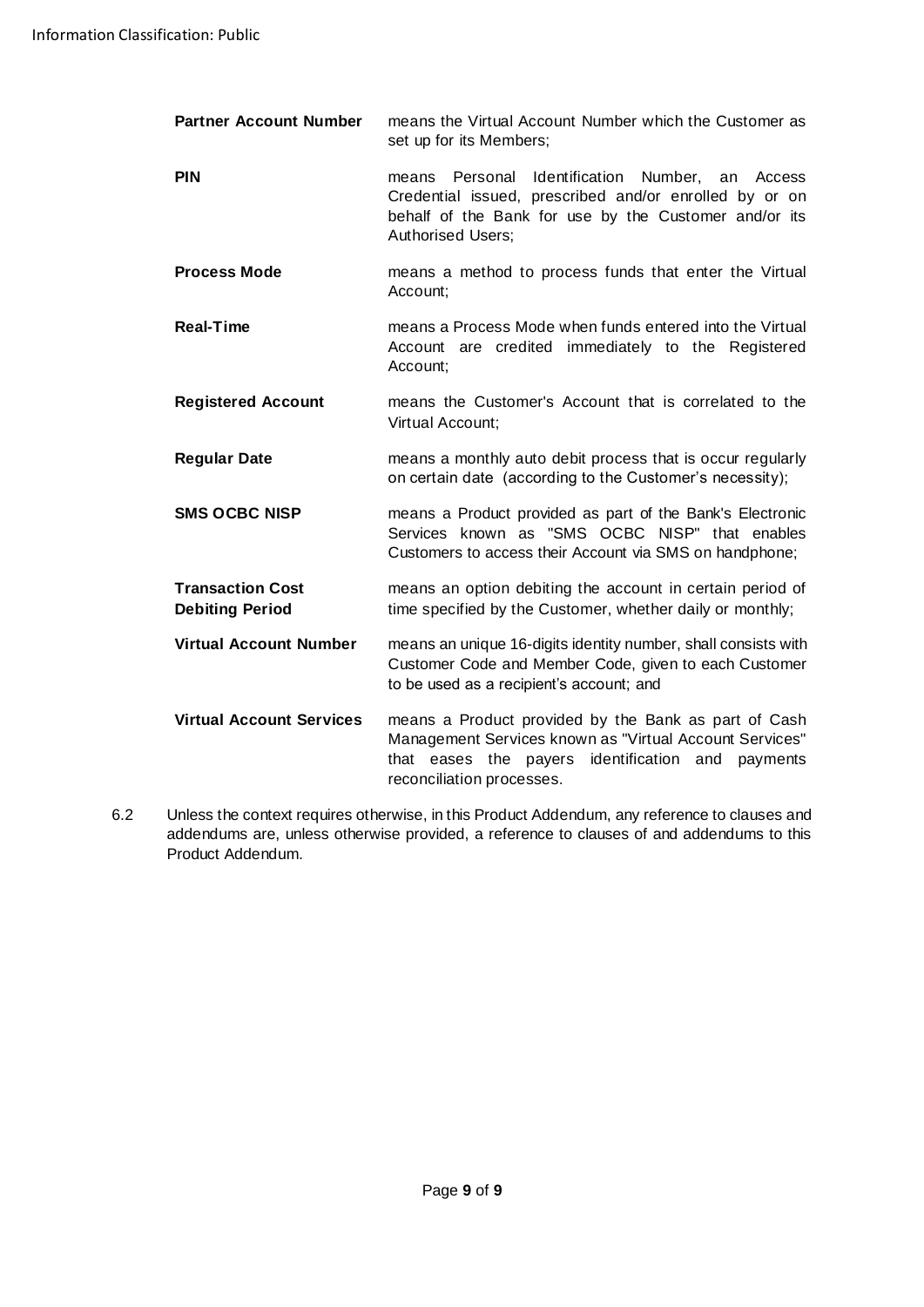| | |
|---|---|
| **Partner Account Number** | means the Virtual Account Number which the Customer as set up for its Members; |
| **PIN** | means Personal Identification Number, an Access Credential issued, prescribed and/or enrolled by or on behalf of the Bank for use by the Customer and/or its Authorised Users; |
| **Process Mode** | means a method to process funds that enter the Virtual Account; |
| **Real-Time** | means a Process Mode when funds entered into the Virtual Account are credited immediately to the Registered Account; |
| **Registered Account** | means the Customer's Account that is correlated to the Virtual Account; |
| **Regular Date** | means a monthly auto debit process that is occur regularly on certain date (according to the Customer's necessity); |
| **SMS OCBC NISP** | means a Product provided as part of the Bank's Electronic Services known as "SMS OCBC NISP" that enables Customers to access their Account via SMS on handphone; |
| **Transaction Cost Debiting Period** | means an option debiting the account in certain period of time specified by the Customer, whether daily or monthly; |
| **Virtual Account Number** | means an unique 16-digits identity number, shall consists with Customer Code and Member Code, given to each Customer to be used as a recipient's account; and |
| **Virtual Account Services** | means a Product provided by the Bank as part of Cash Management Services known as "Virtual Account Services" that eases the payers identification and payments reconciliation processes. |

6.2 Unless the context requires otherwise, in this Product Addendum, any reference to clauses and addendums are, unless otherwise provided, a reference to clauses of and addendums to this Product Addendum.